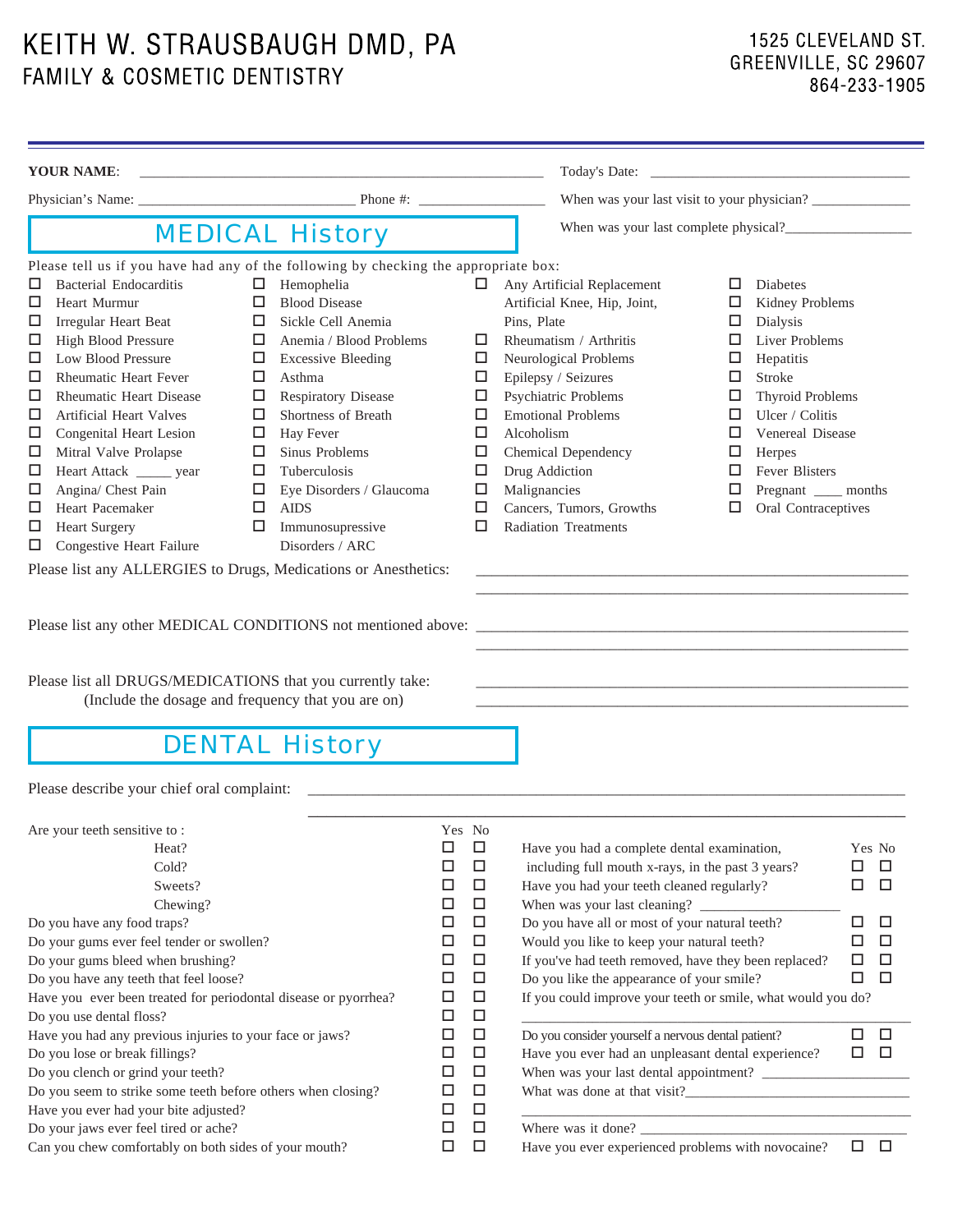# KEITH W. STRAUSBAUGH DMD, PA
## FAMILY & COSMETIC DENTISTRY

1525 CLEVELAND ST.
GREENVILLE, SC 29607
864-233-1905

**YOUR NAME**: ______________________________ Today's Date: ______________________

Physician's Name: ______________________ Phone #: ______________ When was your last visit to your physician? ____________

When was your last complete physical?________________

## MEDICAL History

Please tell us if you have had any of the following by checking the appropriate box:

- ☐ Bacterial Endocarditis
- ☐ Heart Murmur
- ☐ Irregular Heart Beat
- ☐ High Blood Pressure
- ☐ Low Blood Pressure
- ☐ Rheumatic Heart Fever
- ☐ Rheumatic Heart Disease
- ☐ Artificial Heart Valves
- ☐ Congenital Heart Lesion
- ☐ Mitral Valve Prolapse
- ☐ Heart Attack _____ year
- ☐ Angina/ Chest Pain
- ☐ Heart Pacemaker
- ☐ Heart Surgery
- ☐ Congestive Heart Failure
- ☐ Hemophelia
- ☐ Blood Disease
- ☐ Sickle Cell Anemia
- ☐ Anemia / Blood Problems
- ☐ Excessive Bleeding
- ☐ Asthma
- ☐ Respiratory Disease
- ☐ Shortness of Breath
- ☐ Hay Fever
- ☐ Sinus Problems
- ☐ Tuberculosis
- ☐ Eye Disorders / Glaucoma
- ☐ AIDS
- ☐ Immunosupressive Disorders / ARC
- ☐ Any Artificial Replacement Artificial Knee, Hip, Joint, Pins, Plate
- ☐ Rheumatism / Arthritis
- ☐ Neurological Problems
- ☐ Epilepsy / Seizures
- ☐ Psychiatric Problems
- ☐ Emotional Problems
- ☐ Alcoholism
- ☐ Chemical Dependency
- ☐ Drug Addiction
- ☐ Malignancies
- ☐ Cancers, Tumors, Growths
- ☐ Radiation Treatments
- ☐ Diabetes
- ☐ Kidney Problems
- ☐ Dialysis
- ☐ Liver Problems
- ☐ Hepatitis
- ☐ Stroke
- ☐ Thyroid Problems
- ☐ Ulcer / Colitis
- ☐ Venereal Disease
- ☐ Herpes
- ☐ Fever Blisters
- ☐ Pregnant ____ months
- ☐ Oral Contraceptives

Please list any ALLERGIES to Drugs, Medications or Anesthetics: ________________________________________

________________________________________

Please list any other MEDICAL CONDITIONS not mentioned above: ________________________________________

________________________________________

Please list all DRUGS/MEDICATIONS that you currently take: ________________________________________
(Include the dosage and frequency that you are on) ________________________________________

## DENTAL History

Please describe your chief oral complaint: ________________________________________

________________________________________

| Are your teeth sensitive to : | Yes | No |
|---|---|---|
| Heat? | ☐ | ☐ |
| Cold? | ☐ | ☐ |
| Sweets? | ☐ | ☐ |
| Chewing? | ☐ | ☐ |
| Do you have any food traps? | ☐ | ☐ |
| Do your gums ever feel tender or swollen? | ☐ | ☐ |
| Do your gums bleed when brushing? | ☐ | ☐ |
| Do you have any teeth that feel loose? | ☐ | ☐ |
| Have you ever been treated for periodontal disease or pyorrhea? | ☐ | ☐ |
| Do you use dental floss? | ☐ | ☐ |
| Have you had any previous injuries to your face or jaws? | ☐ | ☐ |
| Do you lose or break fillings? | ☐ | ☐ |
| Do you clench or grind your teeth? | ☐ | ☐ |
| Do you seem to strike some teeth before others when closing? | ☐ | ☐ |
| Have you ever had your bite adjusted? | ☐ | ☐ |
| Do your jaws ever feel tired or ache? | ☐ | ☐ |
| Can you chew comfortably on both sides of your mouth? | ☐ | ☐ |

| | Yes | No |
|---|---|---|
| Have you had a complete dental examination, including full mouth x-rays, in the past 3 years? | ☐ | ☐ |
| Have you had your teeth cleaned regularly? | ☐ | ☐ |
| When was your last cleaning? ________________ | | |
| Do you have all or most of your natural teeth? | ☐ | ☐ |
| Would you like to keep your natural teeth? | ☐ | ☐ |
| If you've had teeth removed, have they been replaced? | ☐ | ☐ |
| Do you like the appearance of your smile? | ☐ | ☐ |
| If you could improve your teeth or smile, what would you do? ________________ | | |
| Do you consider yourself a nervous dental patient? | ☐ | ☐ |
| Have you ever had an unpleasant dental experience? | ☐ | ☐ |
| When was your last dental appointment? ________________ | | |
| What was done at that visit? ________________ | | |
| Where was it done? ________________ | | |
| Have you ever experienced problems with novocaine? | ☐ | ☐ |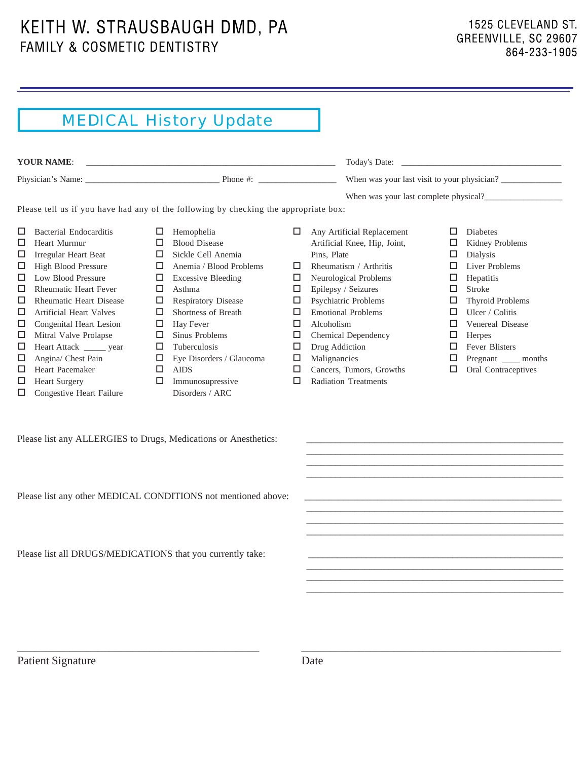# KEITH W. STRAUSBAUGH DMD, PA

FAMILY & COSMETIC DENTISTRY

1525 CLEVELAND ST.
GREENVILLE, SC 29607
864-233-1905

## MEDICAL History Update

**YOUR NAME**: ______________________________________________ Today's Date: ________________________________

Physician's Name: ____________________________ Phone #: ________________ When was your last visit to your physician? ____________

When was your last complete physical?________________

Please tell us if you have had any of the following by checking the appropriate box:

- ☐ Bacterial Endocarditis
- ☐ Heart Murmur
- ☐ Irregular Heart Beat
- ☐ High Blood Pressure
- ☐ Low Blood Pressure
- ☐ Rheumatic Heart Fever
- ☐ Rheumatic Heart Disease
- ☐ Artificial Heart Valves
- ☐ Congenital Heart Lesion
- ☐ Mitral Valve Prolapse
- ☐ Heart Attack _____ year
- ☐ Angina/ Chest Pain
- ☐ Heart Pacemaker
- ☐ Heart Surgery
- ☐ Congestive Heart Failure
- ☐ Hemophelia
- ☐ Blood Disease
- ☐ Sickle Cell Anemia
- ☐ Anemia / Blood Problems
- ☐ Excessive Bleeding
- ☐ Asthma
- ☐ Respiratory Disease
- ☐ Shortness of Breath
- ☐ Hay Fever
- ☐ Sinus Problems
- ☐ Tuberculosis
- ☐ Eye Disorders / Glaucoma
- ☐ AIDS
- ☐ Immunosupressive Disorders / ARC
- ☐ Any Artificial Replacement Artificial Knee, Hip, Joint, Pins, Plate
- ☐ Rheumatism / Arthritis
- ☐ Neurological Problems
- ☐ Epilepsy / Seizures
- ☐ Psychiatric Problems
- ☐ Emotional Problems
- ☐ Alcoholism
- ☐ Chemical Dependency
- ☐ Drug Addiction
- ☐ Malignancies
- ☐ Cancers, Tumors, Growths
- ☐ Radiation Treatments
- ☐ Diabetes
- ☐ Kidney Problems
- ☐ Dialysis
- ☐ Liver Problems
- ☐ Hepatitis
- ☐ Stroke
- ☐ Thyroid Problems
- ☐ Ulcer / Colitis
- ☐ Venereal Disease
- ☐ Herpes
- ☐ Fever Blisters
- ☐ Pregnant ____ months
- ☐ Oral Contraceptives

Please list any ALLERGIES to Drugs, Medications or Anesthetics: ______________________________________________

______________________________________________

______________________________________________

______________________________________________

Please list any other MEDICAL CONDITIONS not mentioned above: ______________________________________________

______________________________________________

______________________________________________

______________________________________________

Please list all DRUGS/MEDICATIONS that you currently take: ______________________________________________

______________________________________________

______________________________________________

______________________________________________

____________________________________________ ____________________________________________

Patient Signature Date